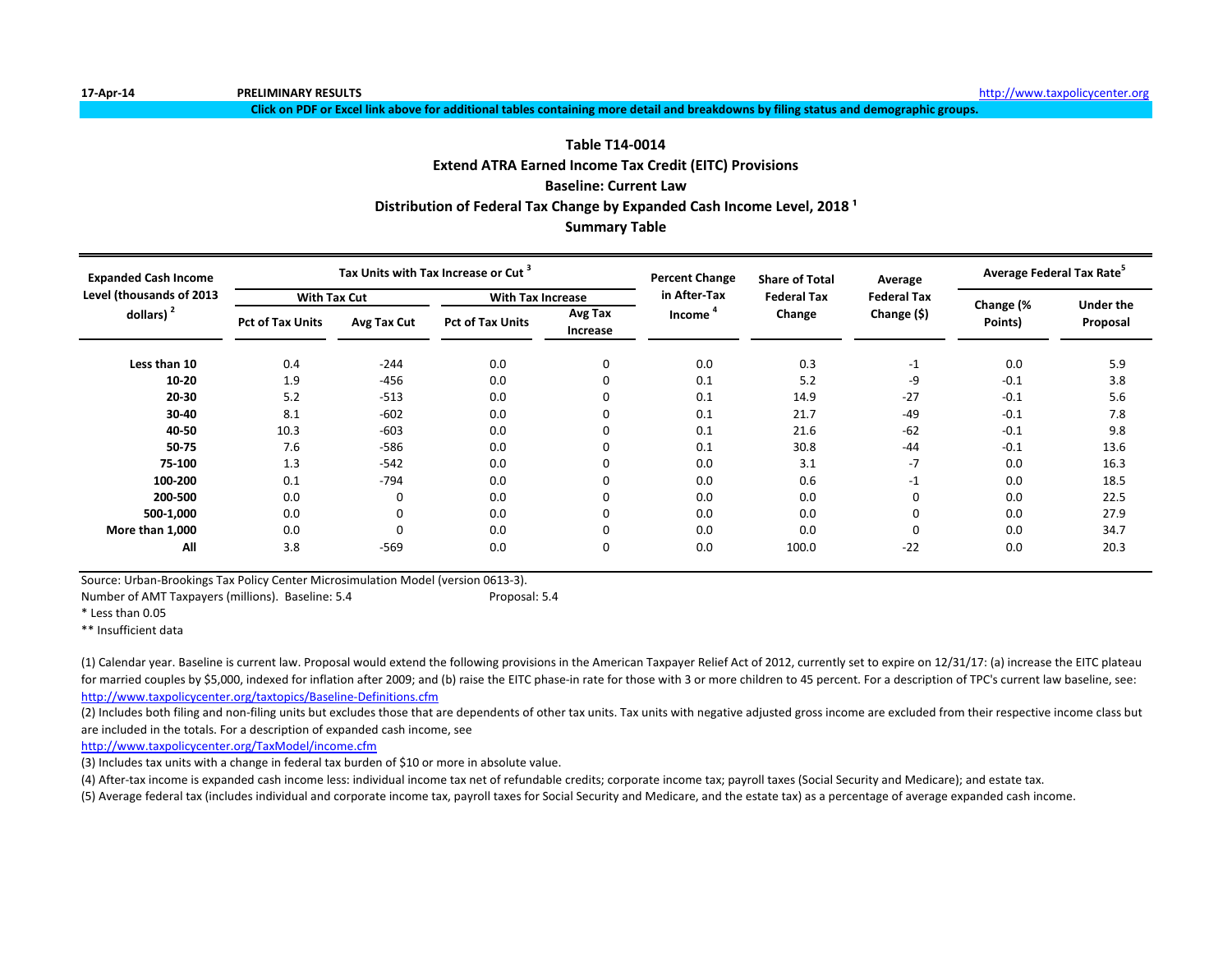17-Apr-14 **PRELIMINARY RESULTS** http://www.taxpolicycenter.org

**Click on PDF or Excel link above for additional tables containing more detail and breakdowns by filing status and demographic groups.**

## Table T14-0014
## Extend ATRA Earned Income Tax Credit (EITC) Provisions
## Baseline: Current Law
## Distribution of Federal Tax Change by Expanded Cash Income Level, 2018 [1]
## Summary Table

| Expanded Cash Income Level (thousands of 2013 dollars) [2] | Tax Units with Tax Increase or Cut [3] | | | | Percent Change in After-Tax Income [4] | Share of Total Federal Tax Change | Average Federal Tax Change ($) | Average Federal Tax Rate[5] | |
|---|---|---|---|---|---|---|---|---|---|
| | With Tax Cut | | With Tax Increase | | | | | | |
| | Pct of Tax Units | Avg Tax Cut | Pct of Tax Units | Avg Tax Increase | | | | Change (% Points) | Under the Proposal |
| Less than 10 | 0.4 | -244 | 0.0 | 0 | 0.0 | 0.3 | -1 | 0.0 | 5.9 |
| 10-20 | 1.9 | -456 | 0.0 | 0 | 0.1 | 5.2 | -9 | -0.1 | 3.8 |
| 20-30 | 5.2 | -513 | 0.0 | 0 | 0.1 | 14.9 | -27 | -0.1 | 5.6 |
| 30-40 | 8.1 | -602 | 0.0 | 0 | 0.1 | 21.7 | -49 | -0.1 | 7.8 |
| 40-50 | 10.3 | -603 | 0.0 | 0 | 0.1 | 21.6 | -62 | -0.1 | 9.8 |
| 50-75 | 7.6 | -586 | 0.0 | 0 | 0.1 | 30.8 | -44 | -0.1 | 13.6 |
| 75-100 | 1.3 | -542 | 0.0 | 0 | 0.0 | 3.1 | -7 | 0.0 | 16.3 |
| 100-200 | 0.1 | -794 | 0.0 | 0 | 0.0 | 0.6 | -1 | 0.0 | 18.5 |
| 200-500 | 0.0 | 0 | 0.0 | 0 | 0.0 | 0.0 | 0 | 0.0 | 22.5 |
| 500-1,000 | 0.0 | 0 | 0.0 | 0 | 0.0 | 0.0 | 0 | 0.0 | 27.9 |
| More than 1,000 | 0.0 | 0 | 0.0 | 0 | 0.0 | 0.0 | 0 | 0.0 | 34.7 |
| All | 3.8 | -569 | 0.0 | 0 | 0.0 | 100.0 | -22 | 0.0 | 20.3 |

Source: Urban-Brookings Tax Policy Center Microsimulation Model (version 0613-3).

Number of AMT Taxpayers (millions). Baseline: 5.4 Proposal: 5.4

* Less than 0.05

** Insufficient data

(1) Calendar year. Baseline is current law. Proposal would extend the following provisions in the American Taxpayer Relief Act of 2012, currently set to expire on 12/31/17: (a) increase the EITC plateau for married couples by $5,000, indexed for inflation after 2009; and (b) raise the EITC phase-in rate for those with 3 or more children to 45 percent. For a description of TPC's current law baseline, see: http://www.taxpolicycenter.org/taxtopics/Baseline-Definitions.cfm

(2) Includes both filing and non-filing units but excludes those that are dependents of other tax units. Tax units with negative adjusted gross income are excluded from their respective income class but are included in the totals. For a description of expanded cash income, see http://www.taxpolicycenter.org/TaxModel/income.cfm

(3) Includes tax units with a change in federal tax burden of $10 or more in absolute value.

(4) After-tax income is expanded cash income less: individual income tax net of refundable credits; corporate income tax; payroll taxes (Social Security and Medicare); and estate tax.

(5) Average federal tax (includes individual and corporate income tax, payroll taxes for Social Security and Medicare, and the estate tax) as a percentage of average expanded cash income.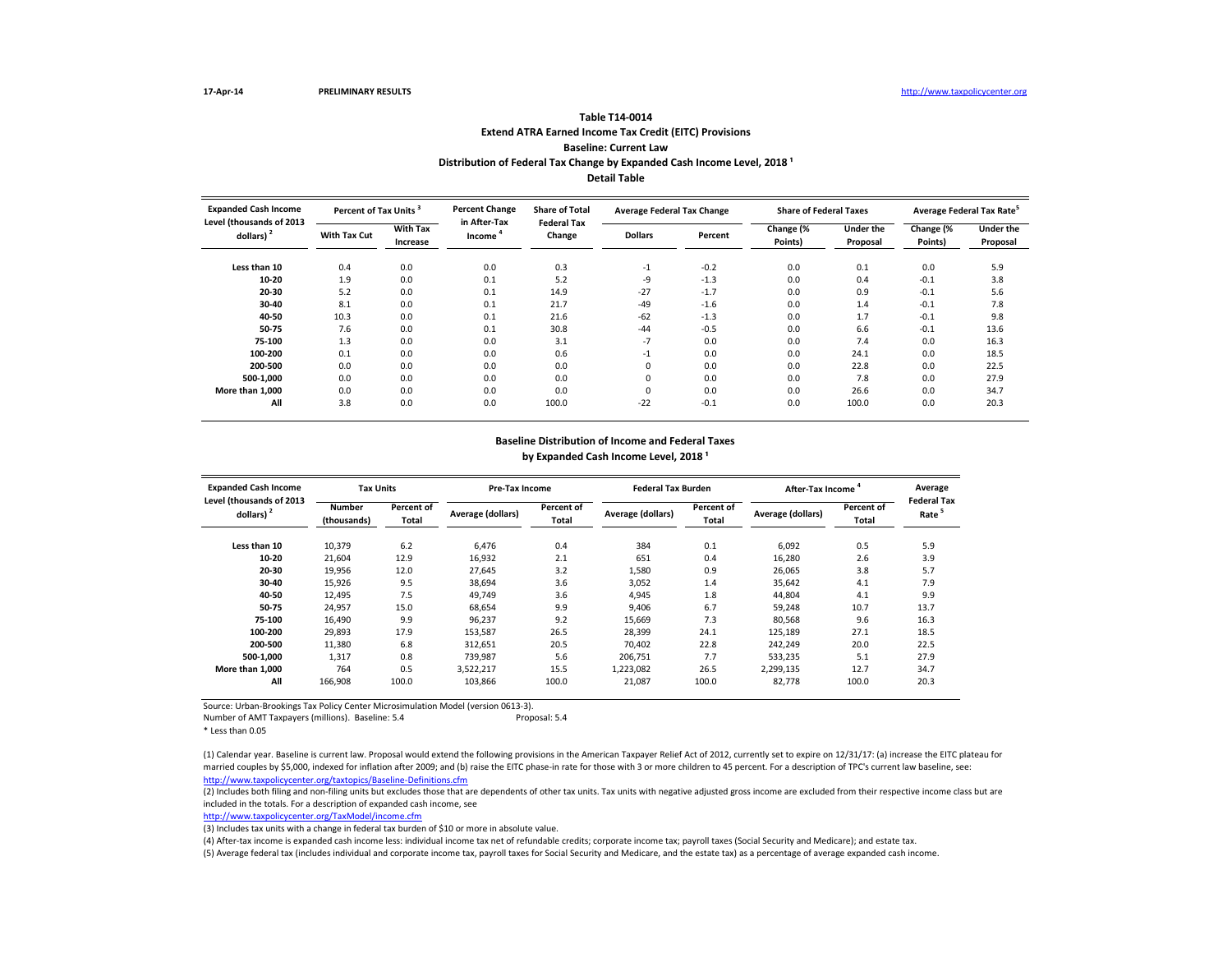17-Apr-14 **PRELIMINARY RESULTS** http://www.taxpolicycenter.org

## Table T14-0014
### Extend ATRA Earned Income Tax Credit (EITC) Provisions
### Baseline: Current Law
### Distribution of Federal Tax Change by Expanded Cash Income Level, 2018 [1]
### Detail Table

| Expanded Cash Income Level (thousands of 2013 dollars) [2] | Percent of Tax Units [3] | | Percent Change in After-Tax Income [4] | Share of Total Federal Tax Change | Average Federal Tax Change | | Share of Federal Taxes | | Average Federal Tax Rate[5] | |
|---|---|---|---|---|---|---|---|---|---|---|
| | With Tax Cut | With Tax Increase | | | Dollars | Percent | Change (% Points) | Under the Proposal | Change (% Points) | Under the Proposal |
| Less than 10 | 0.4 | 0.0 | 0.0 | 0.3 | -1 | -0.2 | 0.0 | 0.1 | 0.0 | 5.9 |
| 10-20 | 1.9 | 0.0 | 0.1 | 5.2 | -9 | -1.3 | 0.0 | 0.4 | -0.1 | 3.8 |
| 20-30 | 5.2 | 0.0 | 0.1 | 14.9 | -27 | -1.7 | 0.0 | 0.9 | -0.1 | 5.6 |
| 30-40 | 8.1 | 0.0 | 0.1 | 21.7 | -49 | -1.6 | 0.0 | 1.4 | -0.1 | 7.8 |
| 40-50 | 10.3 | 0.0 | 0.1 | 21.6 | -62 | -1.3 | 0.0 | 1.7 | -0.1 | 9.8 |
| 50-75 | 7.6 | 0.0 | 0.1 | 30.8 | -44 | -0.5 | 0.0 | 6.6 | -0.1 | 13.6 |
| 75-100 | 1.3 | 0.0 | 0.0 | 3.1 | -7 | 0.0 | 0.0 | 7.4 | 0.0 | 16.3 |
| 100-200 | 0.1 | 0.0 | 0.0 | 0.6 | -1 | 0.0 | 0.0 | 24.1 | 0.0 | 18.5 |
| 200-500 | 0.0 | 0.0 | 0.0 | 0.0 | 0 | 0.0 | 0.0 | 22.8 | 0.0 | 22.5 |
| 500-1,000 | 0.0 | 0.0 | 0.0 | 0.0 | 0 | 0.0 | 0.0 | 7.8 | 0.0 | 27.9 |
| More than 1,000 | 0.0 | 0.0 | 0.0 | 0.0 | 0 | 0.0 | 0.0 | 26.6 | 0.0 | 34.7 |
| All | 3.8 | 0.0 | 0.0 | 100.0 | -22 | -0.1 | 0.0 | 100.0 | 0.0 | 20.3 |

### Baseline Distribution of Income and Federal Taxes by Expanded Cash Income Level, 2018 [1]

| Expanded Cash Income Level (thousands of 2013 dollars) [2] | Tax Units | | Pre-Tax Income | | Federal Tax Burden | | After-Tax Income [4] | | Average Federal Tax Rate [5] |
|---|---|---|---|---|---|---|---|---|---|
| | Number (thousands) | Percent of Total | Average (dollars) | Percent of Total | Average (dollars) | Percent of Total | Average (dollars) | Percent of Total | |
| Less than 10 | 10,379 | 6.2 | 6,476 | 0.4 | 384 | 0.1 | 6,092 | 0.5 | 5.9 |
| 10-20 | 21,604 | 12.9 | 16,932 | 2.1 | 651 | 0.4 | 16,280 | 2.6 | 3.9 |
| 20-30 | 19,956 | 12.0 | 27,645 | 3.2 | 1,580 | 0.9 | 26,065 | 3.8 | 5.7 |
| 30-40 | 15,926 | 9.5 | 38,694 | 3.6 | 3,052 | 1.4 | 35,642 | 4.1 | 7.9 |
| 40-50 | 12,495 | 7.5 | 49,749 | 3.6 | 4,945 | 1.8 | 44,804 | 4.1 | 9.9 |
| 50-75 | 24,957 | 15.0 | 68,654 | 9.9 | 9,406 | 6.7 | 59,248 | 10.7 | 13.7 |
| 75-100 | 16,490 | 9.9 | 96,237 | 9.2 | 15,669 | 7.3 | 80,568 | 9.6 | 16.3 |
| 100-200 | 29,893 | 17.9 | 153,587 | 26.5 | 28,399 | 24.1 | 125,189 | 27.1 | 18.5 |
| 200-500 | 11,380 | 6.8 | 312,651 | 20.5 | 70,402 | 22.8 | 242,249 | 20.0 | 22.5 |
| 500-1,000 | 1,317 | 0.8 | 739,987 | 5.6 | 206,751 | 7.7 | 533,235 | 5.1 | 27.9 |
| More than 1,000 | 764 | 0.5 | 3,522,217 | 15.5 | 1,223,082 | 26.5 | 2,299,135 | 12.7 | 34.7 |
| All | 166,908 | 100.0 | 103,866 | 100.0 | 21,087 | 100.0 | 82,778 | 100.0 | 20.3 |

Source: Urban-Brookings Tax Policy Center Microsimulation Model (version 0613-3).

Number of AMT Taxpayers (millions). Baseline: 5.4 Proposal: 5.4

* Less than 0.05

(1) Calendar year. Baseline is current law. Proposal would extend the following provisions in the American Taxpayer Relief Act of 2012, currently set to expire on 12/31/17: (a) increase the EITC plateau for married couples by $5,000, indexed for inflation after 2009; and (b) raise the EITC phase-in rate for those with 3 or more children to 45 percent. For a description of TPC's current law baseline, see: http://www.taxpolicycenter.org/taxtopics/Baseline-Definitions.cfm

(2) Includes both filing and non-filing units but excludes those that are dependents of other tax units. Tax units with negative adjusted gross income are excluded from their respective income class but are included in the totals. For a description of expanded cash income, see http://www.taxpolicycenter.org/TaxModel/income.cfm

(3) Includes tax units with a change in federal tax burden of $10 or more in absolute value.

(4) After-tax income is expanded cash income less: individual income tax net of refundable credits; corporate income tax; payroll taxes (Social Security and Medicare); and estate tax.

(5) Average federal tax (includes individual and corporate income tax, payroll taxes for Social Security and Medicare, and the estate tax) as a percentage of average expanded cash income.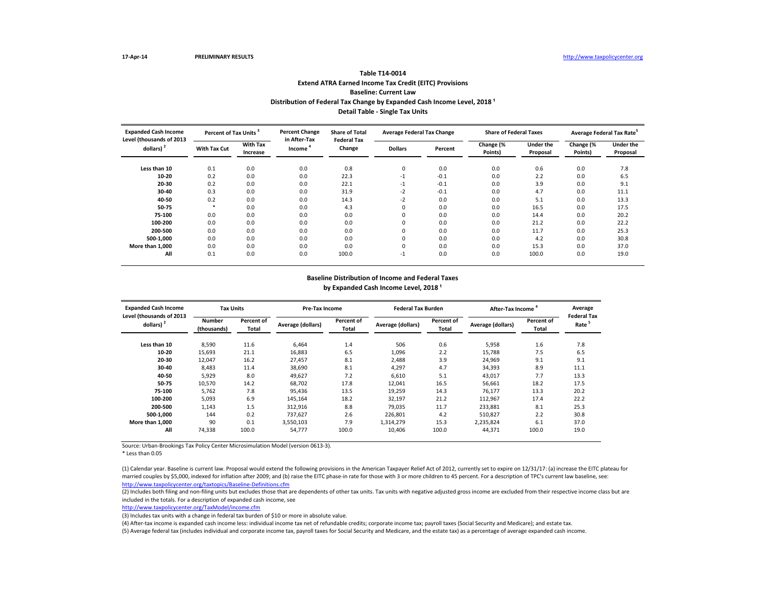17-Apr-14 **PRELIMINARY RESULTS** http://www.taxpolicycenter.org

### Table T14-0014
### Extend ATRA Earned Income Tax Credit (EITC) Provisions
### Baseline: Current Law
### Distribution of Federal Tax Change by Expanded Cash Income Level, 2018 [1]
### Detail Table - Single Tax Units

| Expanded Cash Income Level (thousands of 2013 dollars) [2] | Percent of Tax Units [3] | | Percent Change in After-Tax Income [4] | Share of Total Federal Tax Change | Average Federal Tax Change | | Share of Federal Taxes | | Average Federal Tax Rate [5] | |
|---|---|---|---|---|---|---|---|---|---|---|
| | With Tax Cut | With Tax Increase | | | Dollars | Percent | Change (% Points) | Under the Proposal | Change (% Points) | Under the Proposal |
| Less than 10 | 0.1 | 0.0 | 0.0 | 0.8 | 0 | 0.0 | 0.0 | 0.6 | 0.0 | 7.8 |
| 10-20 | 0.2 | 0.0 | 0.0 | 22.3 | -1 | -0.1 | 0.0 | 2.2 | 0.0 | 6.5 |
| 20-30 | 0.2 | 0.0 | 0.0 | 22.1 | -1 | -0.1 | 0.0 | 3.9 | 0.0 | 9.1 |
| 30-40 | 0.3 | 0.0 | 0.0 | 31.9 | -2 | -0.1 | 0.0 | 4.7 | 0.0 | 11.1 |
| 40-50 | 0.2 | 0.0 | 0.0 | 14.3 | -2 | 0.0 | 0.0 | 5.1 | 0.0 | 13.3 |
| 50-75 | * | 0.0 | 0.0 | 4.3 | 0 | 0.0 | 0.0 | 16.5 | 0.0 | 17.5 |
| 75-100 | 0.0 | 0.0 | 0.0 | 0.0 | 0 | 0.0 | 0.0 | 14.4 | 0.0 | 20.2 |
| 100-200 | 0.0 | 0.0 | 0.0 | 0.0 | 0 | 0.0 | 0.0 | 21.2 | 0.0 | 22.2 |
| 200-500 | 0.0 | 0.0 | 0.0 | 0.0 | 0 | 0.0 | 0.0 | 11.7 | 0.0 | 25.3 |
| 500-1,000 | 0.0 | 0.0 | 0.0 | 0.0 | 0 | 0.0 | 0.0 | 4.2 | 0.0 | 30.8 |
| More than 1,000 | 0.0 | 0.0 | 0.0 | 0.0 | 0 | 0.0 | 0.0 | 15.3 | 0.0 | 37.0 |
| All | 0.1 | 0.0 | 0.0 | 100.0 | -1 | 0.0 | 0.0 | 100.0 | 0.0 | 19.0 |

### Baseline Distribution of Income and Federal Taxes
### by Expanded Cash Income Level, 2018 [1]

| Expanded Cash Income Level (thousands of 2013 dollars) [2] | Tax Units | | Pre-Tax Income | | Federal Tax Burden | | After-Tax Income [4] | | Average Federal Tax Rate [5] |
|---|---|---|---|---|---|---|---|---|---|
| | Number (thousands) | Percent of Total | Average (dollars) | Percent of Total | Average (dollars) | Percent of Total | Average (dollars) | Percent of Total | |
| Less than 10 | 8,590 | 11.6 | 6,464 | 1.4 | 506 | 0.6 | 5,958 | 1.6 | 7.8 |
| 10-20 | 15,693 | 21.1 | 16,883 | 6.5 | 1,096 | 2.2 | 15,788 | 7.5 | 6.5 |
| 20-30 | 12,047 | 16.2 | 27,457 | 8.1 | 2,488 | 3.9 | 24,969 | 9.1 | 9.1 |
| 30-40 | 8,483 | 11.4 | 38,690 | 8.1 | 4,297 | 4.7 | 34,393 | 8.9 | 11.1 |
| 40-50 | 5,929 | 8.0 | 49,627 | 7.2 | 6,610 | 5.1 | 43,017 | 7.7 | 13.3 |
| 50-75 | 10,570 | 14.2 | 68,702 | 17.8 | 12,041 | 16.5 | 56,661 | 18.2 | 17.5 |
| 75-100 | 5,762 | 7.8 | 95,436 | 13.5 | 19,259 | 14.3 | 76,177 | 13.3 | 20.2 |
| 100-200 | 5,093 | 6.9 | 145,164 | 18.2 | 32,197 | 21.2 | 112,967 | 17.4 | 22.2 |
| 200-500 | 1,143 | 1.5 | 312,916 | 8.8 | 79,035 | 11.7 | 233,881 | 8.1 | 25.3 |
| 500-1,000 | 144 | 0.2 | 737,627 | 2.6 | 226,801 | 4.2 | 510,827 | 2.2 | 30.8 |
| More than 1,000 | 90 | 0.1 | 3,550,103 | 7.9 | 1,314,279 | 15.3 | 2,235,824 | 6.1 | 37.0 |
| All | 74,338 | 100.0 | 54,777 | 100.0 | 10,406 | 100.0 | 44,371 | 100.0 | 19.0 |

Source: Urban-Brookings Tax Policy Center Microsimulation Model (version 0613-3).

* Less than 0.05

(1) Calendar year. Baseline is current law. Proposal would extend the following provisions in the American Taxpayer Relief Act of 2012, currently set to expire on 12/31/17: (a) increase the EITC plateau for married couples by $5,000, indexed for inflation after 2009; and (b) raise the EITC phase-in rate for those with 3 or more children to 45 percent. For a description of TPC's current law baseline, see: http://www.taxpolicycenter.org/taxtopics/Baseline-Definitions.cfm

(2) Includes both filing and non-filing units but excludes those that are dependents of other tax units. Tax units with negative adjusted gross income are excluded from their respective income class but are included in the totals. For a description of expanded cash income, see http://www.taxpolicycenter.org/TaxModel/income.cfm

(3) Includes tax units with a change in federal tax burden of $10 or more in absolute value.

(4) After-tax income is expanded cash income less: individual income tax net of refundable credits; corporate income tax; payroll taxes (Social Security and Medicare); and estate tax.

(5) Average federal tax (includes individual and corporate income tax, payroll taxes for Social Security and Medicare, and the estate tax) as a percentage of average expanded cash income.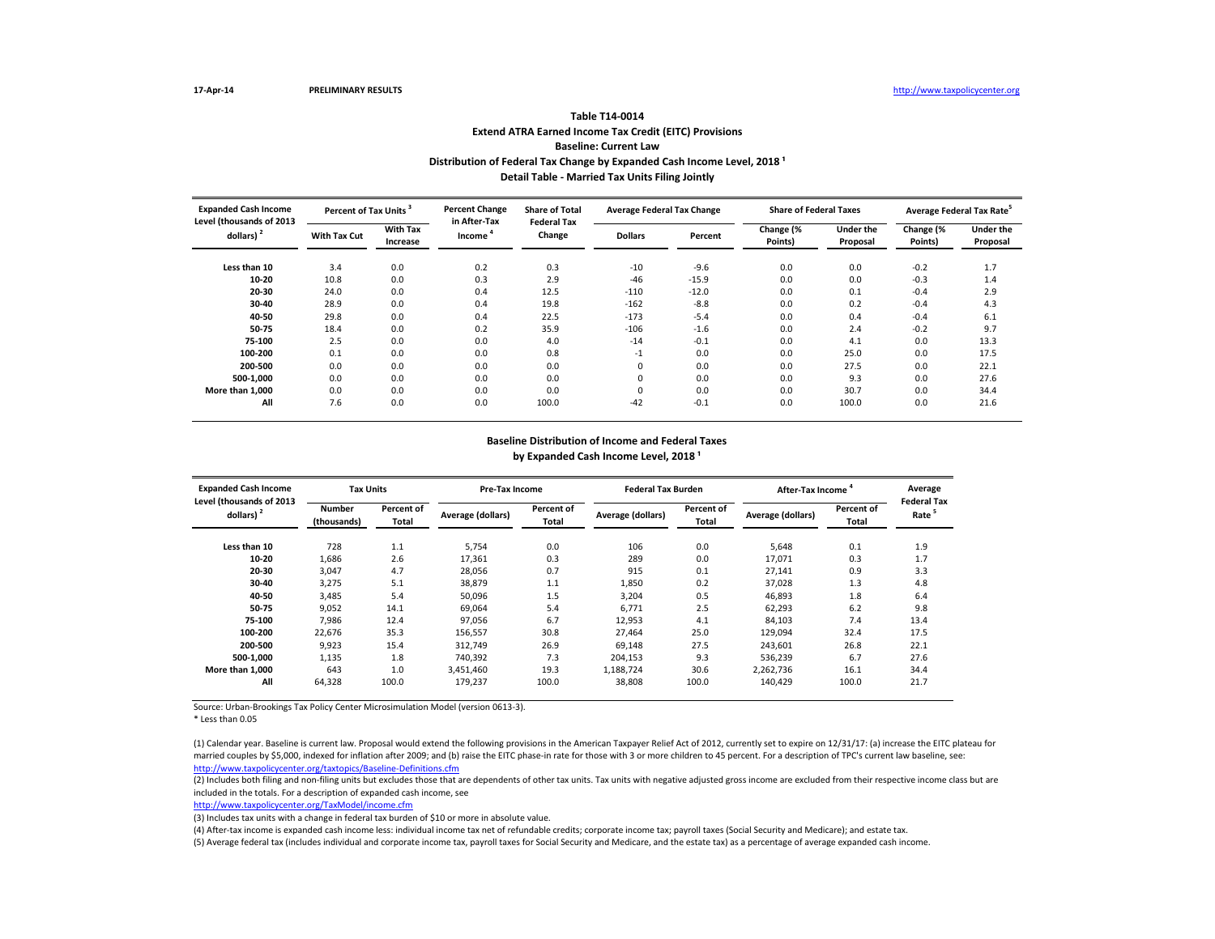17-Apr-14 PRELIMINARY RESULTS http://www.taxpolicycenter.org

### Table T14-0014
### Extend ATRA Earned Income Tax Credit (EITC) Provisions
### Baseline: Current Law
### Distribution of Federal Tax Change by Expanded Cash Income Level, 2018 [1]
### Detail Table - Married Tax Units Filing Jointly

| Expanded Cash Income Level (thousands of 2013 dollars) [2] | Percent of Tax Units [3] | | Percent Change in After-Tax Income [4] | Share of Total Federal Tax Change | Average Federal Tax Change | | Share of Federal Taxes | | Average Federal Tax Rate[5] | |
|---|---|---|---|---|---|---|---|---|---|---|
| | With Tax Cut | With Tax Increase | | | Dollars | Percent | Change (% Points) | Under the Proposal | Change (% Points) | Under the Proposal |
| Less than 10 | 3.4 | 0.0 | 0.2 | 0.3 | -10 | -9.6 | 0.0 | 0.0 | -0.2 | 1.7 |
| 10-20 | 10.8 | 0.0 | 0.3 | 2.9 | -46 | -15.9 | 0.0 | 0.0 | -0.3 | 1.4 |
| 20-30 | 24.0 | 0.0 | 0.4 | 12.5 | -110 | -12.0 | 0.0 | 0.1 | -0.4 | 2.9 |
| 30-40 | 28.9 | 0.0 | 0.4 | 19.8 | -162 | -8.8 | 0.0 | 0.2 | -0.4 | 4.3 |
| 40-50 | 29.8 | 0.0 | 0.4 | 22.5 | -173 | -5.4 | 0.0 | 0.4 | -0.4 | 6.1 |
| 50-75 | 18.4 | 0.0 | 0.2 | 35.9 | -106 | -1.6 | 0.0 | 2.4 | -0.2 | 9.7 |
| 75-100 | 2.5 | 0.0 | 0.0 | 4.0 | -14 | -0.1 | 0.0 | 4.1 | 0.0 | 13.3 |
| 100-200 | 0.1 | 0.0 | 0.0 | 0.8 | -1 | 0.0 | 0.0 | 25.0 | 0.0 | 17.5 |
| 200-500 | 0.0 | 0.0 | 0.0 | 0.0 | 0 | 0.0 | 0.0 | 27.5 | 0.0 | 22.1 |
| 500-1,000 | 0.0 | 0.0 | 0.0 | 0.0 | 0 | 0.0 | 0.0 | 9.3 | 0.0 | 27.6 |
| More than 1,000 | 0.0 | 0.0 | 0.0 | 0.0 | 0 | 0.0 | 0.0 | 30.7 | 0.0 | 34.4 |
| All | 7.6 | 0.0 | 0.0 | 100.0 | -42 | -0.1 | 0.0 | 100.0 | 0.0 | 21.6 |

### Baseline Distribution of Income and Federal Taxes
### by Expanded Cash Income Level, 2018 [1]

| Expanded Cash Income Level (thousands of 2013 dollars) [2] | Tax Units | | Pre-Tax Income | | Federal Tax Burden | | After-Tax Income [4] | | Average Federal Tax Rate [5] |
|---|---|---|---|---|---|---|---|---|---|
| | Number (thousands) | Percent of Total | Average (dollars) | Percent of Total | Average (dollars) | Percent of Total | Average (dollars) | Percent of Total | |
| Less than 10 | 728 | 1.1 | 5,754 | 0.0 | 106 | 0.0 | 5,648 | 0.1 | 1.9 |
| 10-20 | 1,686 | 2.6 | 17,361 | 0.3 | 289 | 0.0 | 17,071 | 0.3 | 1.7 |
| 20-30 | 3,047 | 4.7 | 28,056 | 0.7 | 915 | 0.1 | 27,141 | 0.9 | 3.3 |
| 30-40 | 3,275 | 5.1 | 38,879 | 1.1 | 1,850 | 0.2 | 37,028 | 1.3 | 4.8 |
| 40-50 | 3,485 | 5.4 | 50,096 | 1.5 | 3,204 | 0.5 | 46,893 | 1.8 | 6.4 |
| 50-75 | 9,052 | 14.1 | 69,064 | 5.4 | 6,771 | 2.5 | 62,293 | 6.2 | 9.8 |
| 75-100 | 7,986 | 12.4 | 97,056 | 6.7 | 12,953 | 4.1 | 84,103 | 7.4 | 13.4 |
| 100-200 | 22,676 | 35.3 | 156,557 | 30.8 | 27,464 | 25.0 | 129,094 | 32.4 | 17.5 |
| 200-500 | 9,923 | 15.4 | 312,749 | 26.9 | 69,148 | 27.5 | 243,601 | 26.8 | 22.1 |
| 500-1,000 | 1,135 | 1.8 | 740,392 | 7.3 | 204,153 | 9.3 | 536,239 | 6.7 | 27.6 |
| More than 1,000 | 643 | 1.0 | 3,451,460 | 19.3 | 1,188,724 | 30.6 | 2,262,736 | 16.1 | 34.4 |
| All | 64,328 | 100.0 | 179,237 | 100.0 | 38,808 | 100.0 | 140,429 | 100.0 | 21.7 |

Source: Urban-Brookings Tax Policy Center Microsimulation Model (version 0613-3).

* Less than 0.05

(1) Calendar year. Baseline is current law. Proposal would extend the following provisions in the American Taxpayer Relief Act of 2012, currently set to expire on 12/31/17: (a) increase the EITC plateau for married couples by $5,000, indexed for inflation after 2009; and (b) raise the EITC phase-in rate for those with 3 or more children to 45 percent. For a description of TPC's current law baseline, see: http://www.taxpolicycenter.org/taxtopics/Baseline-Definitions.cfm

(2) Includes both filing and non-filing units but excludes those that are dependents of other tax units. Tax units with negative adjusted gross income are excluded from their respective income class but are included in the totals. For a description of expanded cash income, see http://www.taxpolicycenter.org/TaxModel/income.cfm

(3) Includes tax units with a change in federal tax burden of $10 or more in absolute value.

(4) After-tax income is expanded cash income less: individual income tax net of refundable credits; corporate income tax; payroll taxes (Social Security and Medicare); and estate tax.

(5) Average federal tax (includes individual and corporate income tax, payroll taxes for Social Security and Medicare, and the estate tax) as a percentage of average expanded cash income.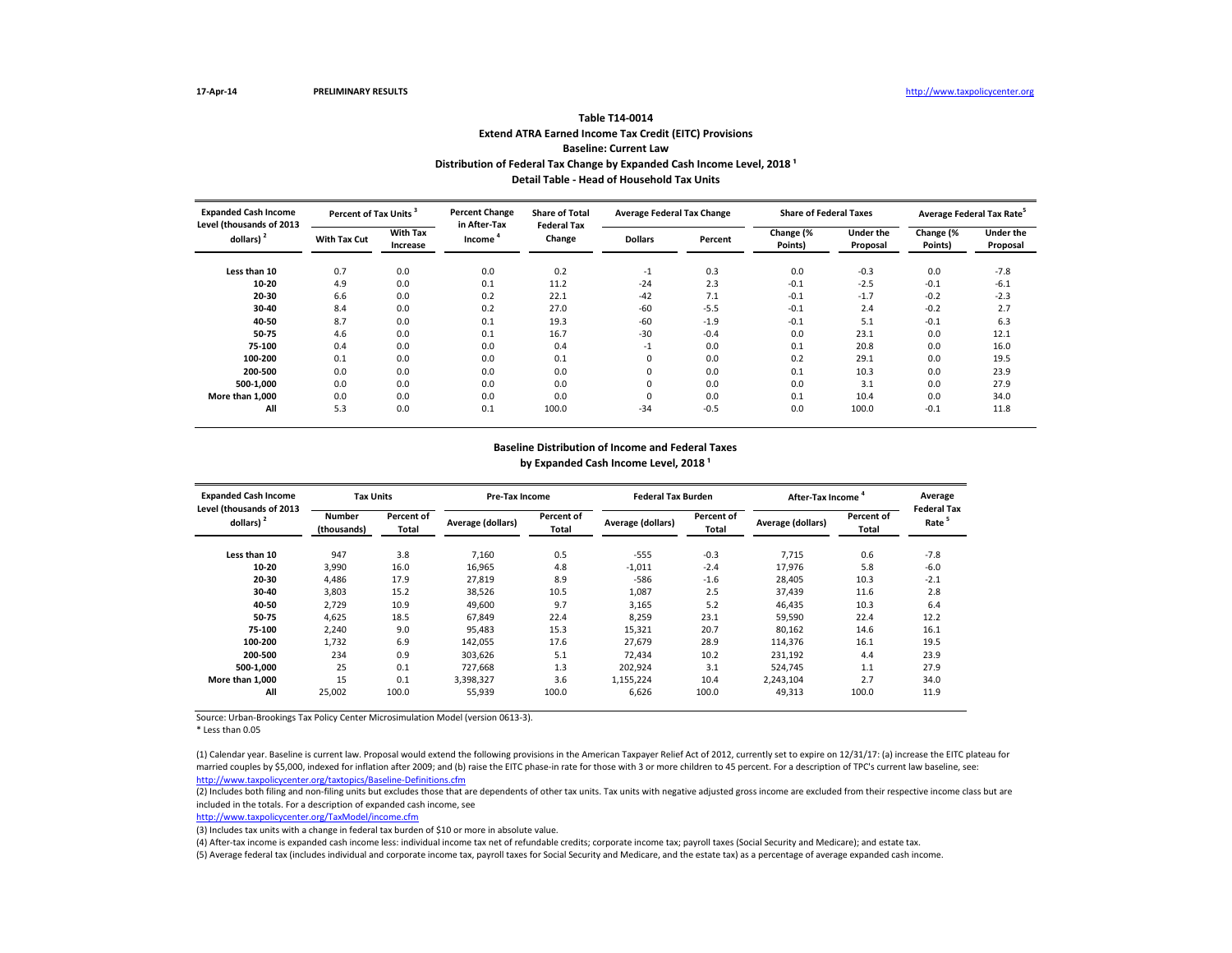17-Apr-14 **PRELIMINARY RESULTS** http://www.taxpolicycenter.org

### Table T14-0014
### Extend ATRA Earned Income Tax Credit (EITC) Provisions
### Baseline: Current Law
### Distribution of Federal Tax Change by Expanded Cash Income Level, 2018 [1]
### Detail Table - Head of Household Tax Units

| Expanded Cash Income Level (thousands of 2013 dollars) [2] | Percent of Tax Units [3] | | Percent Change in After-Tax Income [4] | Share of Total Federal Tax Change | Average Federal Tax Change | | Share of Federal Taxes | | Average Federal Tax Rate[5] | |
|---|---|---|---|---|---|---|---|---|---|---|
| | With Tax Cut | With Tax Increase | | | Dollars | Percent | Change (% Points) | Under the Proposal | Change (% Points) | Under the Proposal |
| Less than 10 | 0.7 | 0.0 | 0.0 | 0.2 | -1 | 0.3 | 0.0 | -0.3 | 0.0 | -7.8 |
| 10-20 | 4.9 | 0.0 | 0.1 | 11.2 | -24 | 2.3 | -0.1 | -2.5 | -0.1 | -6.1 |
| 20-30 | 6.6 | 0.0 | 0.2 | 22.1 | -42 | 7.1 | -0.1 | -1.7 | -0.2 | -2.3 |
| 30-40 | 8.4 | 0.0 | 0.2 | 27.0 | -60 | -5.5 | -0.1 | 2.4 | -0.2 | 2.7 |
| 40-50 | 8.7 | 0.0 | 0.1 | 19.3 | -60 | -1.9 | -0.1 | 5.1 | -0.1 | 6.3 |
| 50-75 | 4.6 | 0.0 | 0.1 | 16.7 | -30 | -0.4 | 0.0 | 23.1 | 0.0 | 12.1 |
| 75-100 | 0.4 | 0.0 | 0.0 | 0.4 | -1 | 0.0 | 0.1 | 20.8 | 0.0 | 16.0 |
| 100-200 | 0.1 | 0.0 | 0.0 | 0.1 | 0 | 0.0 | 0.2 | 29.1 | 0.0 | 19.5 |
| 200-500 | 0.0 | 0.0 | 0.0 | 0.0 | 0 | 0.0 | 0.1 | 10.3 | 0.0 | 23.9 |
| 500-1,000 | 0.0 | 0.0 | 0.0 | 0.0 | 0 | 0.0 | 0.0 | 3.1 | 0.0 | 27.9 |
| More than 1,000 | 0.0 | 0.0 | 0.0 | 0.0 | 0 | 0.0 | 0.1 | 10.4 | 0.0 | 34.0 |
| All | 5.3 | 0.0 | 0.1 | 100.0 | -34 | -0.5 | 0.0 | 100.0 | -0.1 | 11.8 |

### Baseline Distribution of Income and Federal Taxes
### by Expanded Cash Income Level, 2018 [1]

| Expanded Cash Income Level (thousands of 2013 dollars) [2] | Tax Units | | Pre-Tax Income | | Federal Tax Burden | | After-Tax Income [4] | | Average Federal Tax Rate [5] |
|---|---|---|---|---|---|---|---|---|---|
| | Number (thousands) | Percent of Total | Average (dollars) | Percent of Total | Average (dollars) | Percent of Total | Average (dollars) | Percent of Total | |
| Less than 10 | 947 | 3.8 | 7,160 | 0.5 | -555 | -0.3 | 7,715 | 0.6 | -7.8 |
| 10-20 | 3,990 | 16.0 | 16,965 | 4.8 | -1,011 | -2.4 | 17,976 | 5.8 | -6.0 |
| 20-30 | 4,486 | 17.9 | 27,819 | 8.9 | -586 | -1.6 | 28,405 | 10.3 | -2.1 |
| 30-40 | 3,803 | 15.2 | 38,526 | 10.5 | 1,087 | 2.5 | 37,439 | 11.6 | 2.8 |
| 40-50 | 2,729 | 10.9 | 49,600 | 9.7 | 3,165 | 5.2 | 46,435 | 10.3 | 6.4 |
| 50-75 | 4,625 | 18.5 | 67,849 | 22.4 | 8,259 | 23.1 | 59,590 | 22.4 | 12.2 |
| 75-100 | 2,240 | 9.0 | 95,483 | 15.3 | 15,321 | 20.7 | 80,162 | 14.6 | 16.1 |
| 100-200 | 1,732 | 6.9 | 142,055 | 17.6 | 27,679 | 28.9 | 114,376 | 16.1 | 19.5 |
| 200-500 | 234 | 0.9 | 303,626 | 5.1 | 72,434 | 10.2 | 231,192 | 4.4 | 23.9 |
| 500-1,000 | 25 | 0.1 | 727,668 | 1.3 | 202,924 | 3.1 | 524,745 | 1.1 | 27.9 |
| More than 1,000 | 15 | 0.1 | 3,398,327 | 3.6 | 1,155,224 | 10.4 | 2,243,104 | 2.7 | 34.0 |
| All | 25,002 | 100.0 | 55,939 | 100.0 | 6,626 | 100.0 | 49,313 | 100.0 | 11.9 |

Source: Urban-Brookings Tax Policy Center Microsimulation Model (version 0613-3).

* Less than 0.05

(1) Calendar year. Baseline is current law. Proposal would extend the following provisions in the American Taxpayer Relief Act of 2012, currently set to expire on 12/31/17: (a) increase the EITC plateau for married couples by $5,000, indexed for inflation after 2009; and (b) raise the EITC phase-in rate for those with 3 or more children to 45 percent. For a description of TPC's current law baseline, see: http://www.taxpolicycenter.org/taxtopics/Baseline-Definitions.cfm

(2) Includes both filing and non-filing units but excludes those that are dependents of other tax units. Tax units with negative adjusted gross income are excluded from their respective income class but are included in the totals. For a description of expanded cash income, see http://www.taxpolicycenter.org/TaxModel/income.cfm

(3) Includes tax units with a change in federal tax burden of $10 or more in absolute value.

(4) After-tax income is expanded cash income less: individual income tax net of refundable credits; corporate income tax; payroll taxes (Social Security and Medicare); and estate tax.

(5) Average federal tax (includes individual and corporate income tax, payroll taxes for Social Security and Medicare, and the estate tax) as a percentage of average expanded cash income.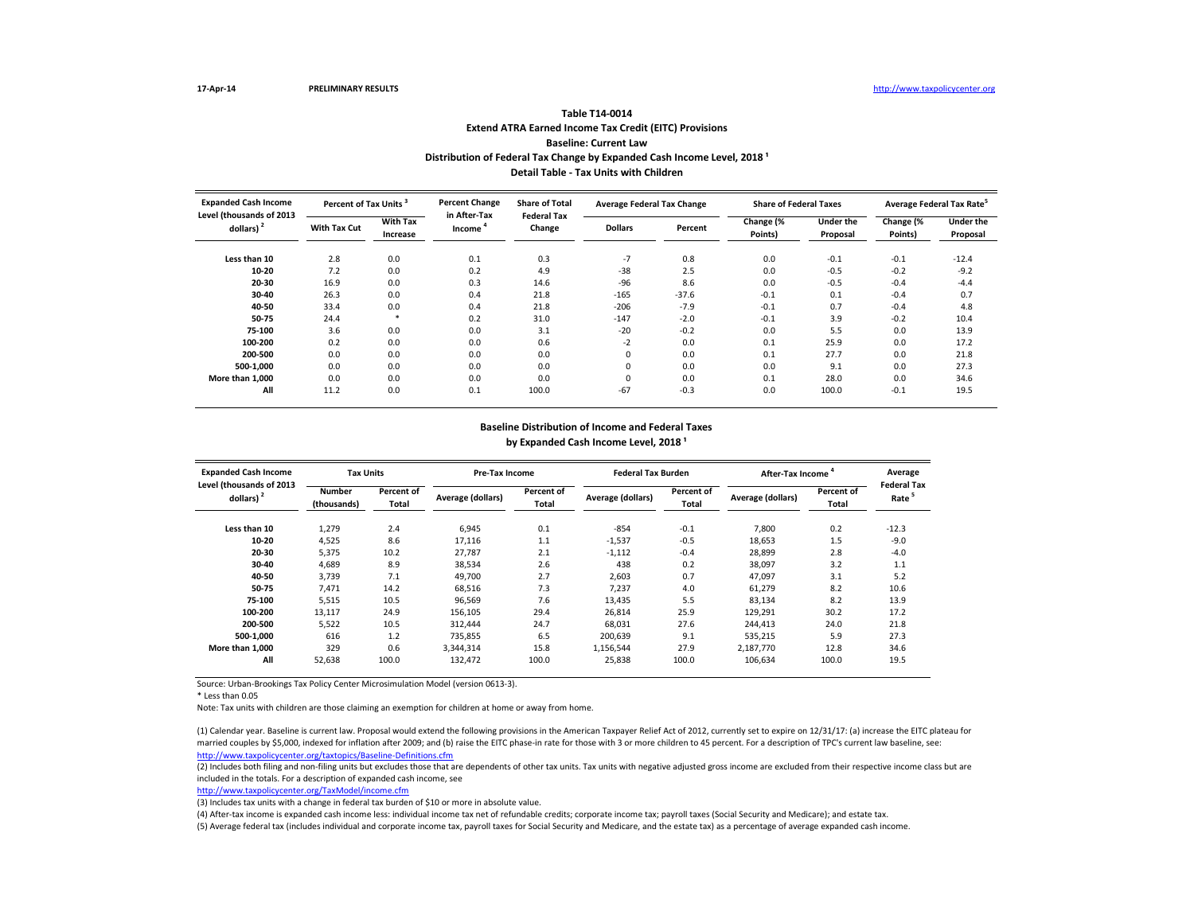17-Apr-14 **PRELIMINARY RESULTS** http://www.taxpolicycenter.org

## Table T14-0014
### Extend ATRA Earned Income Tax Credit (EITC) Provisions
### Baseline: Current Law
### Distribution of Federal Tax Change by Expanded Cash Income Level, 2018 [1]
### Detail Table - Tax Units with Children

| Expanded Cash Income Level (thousands of 2013 dollars) [2] | Percent of Tax Units [3] | | Percent Change in After-Tax Income [4] | Share of Total Federal Tax Change | Average Federal Tax Change | | Share of Federal Taxes | | Average Federal Tax Rate[5] | |
|---|---|---|---|---|---|---|---|---|---|---|
| | With Tax Cut | With Tax Increase | | | Dollars | Percent | Change (% Points) | Under the Proposal | Change (% Points) | Under the Proposal |
| Less than 10 | 2.8 | 0.0 | 0.1 | 0.3 | -7 | 0.8 | 0.0 | -0.1 | -0.1 | -12.4 |
| 10-20 | 7.2 | 0.0 | 0.2 | 4.9 | -38 | 2.5 | 0.0 | -0.5 | -0.2 | -9.2 |
| 20-30 | 16.9 | 0.0 | 0.3 | 14.6 | -96 | 8.6 | 0.0 | -0.5 | -0.4 | -4.4 |
| 30-40 | 26.3 | 0.0 | 0.4 | 21.8 | -165 | -37.6 | -0.1 | 0.1 | -0.4 | 0.7 |
| 40-50 | 33.4 | 0.0 | 0.4 | 21.8 | -206 | -7.9 | -0.1 | 0.7 | -0.4 | 4.8 |
| 50-75 | 24.4 | * | 0.2 | 31.0 | -147 | -2.0 | -0.1 | 3.9 | -0.2 | 10.4 |
| 75-100 | 3.6 | 0.0 | 0.0 | 3.1 | -20 | -0.2 | 0.0 | 5.5 | 0.0 | 13.9 |
| 100-200 | 0.2 | 0.0 | 0.0 | 0.6 | -2 | 0.0 | 0.1 | 25.9 | 0.0 | 17.2 |
| 200-500 | 0.0 | 0.0 | 0.0 | 0.0 | 0 | 0.0 | 0.1 | 27.7 | 0.0 | 21.8 |
| 500-1,000 | 0.0 | 0.0 | 0.0 | 0.0 | 0 | 0.0 | 0.0 | 9.1 | 0.0 | 27.3 |
| More than 1,000 | 0.0 | 0.0 | 0.0 | 0.0 | 0 | 0.0 | 0.1 | 28.0 | 0.0 | 34.6 |
| All | 11.2 | 0.0 | 0.1 | 100.0 | -67 | -0.3 | 0.0 | 100.0 | -0.1 | 19.5 |

### Baseline Distribution of Income and Federal Taxes by Expanded Cash Income Level, 2018 [1]

| Expanded Cash Income Level (thousands of 2013 dollars) [2] | Tax Units | | Pre-Tax Income | | Federal Tax Burden | | After-Tax Income [4] | | Average Federal Tax Rate [5] |
|---|---|---|---|---|---|---|---|---|---|
| | Number (thousands) | Percent of Total | Average (dollars) | Percent of Total | Average (dollars) | Percent of Total | Average (dollars) | Percent of Total | |
| Less than 10 | 1,279 | 2.4 | 6,945 | 0.1 | -854 | -0.1 | 7,800 | 0.2 | -12.3 |
| 10-20 | 4,525 | 8.6 | 17,116 | 1.1 | -1,537 | -0.5 | 18,653 | 1.5 | -9.0 |
| 20-30 | 5,375 | 10.2 | 27,787 | 2.1 | -1,112 | -0.4 | 28,899 | 2.8 | -4.0 |
| 30-40 | 4,689 | 8.9 | 38,534 | 2.6 | 438 | 0.2 | 38,097 | 3.2 | 1.1 |
| 40-50 | 3,739 | 7.1 | 49,700 | 2.7 | 2,603 | 0.7 | 47,097 | 3.1 | 5.2 |
| 50-75 | 7,471 | 14.2 | 68,516 | 7.3 | 7,237 | 4.0 | 61,279 | 8.2 | 10.6 |
| 75-100 | 5,515 | 10.5 | 96,569 | 7.6 | 13,435 | 5.5 | 83,134 | 8.2 | 13.9 |
| 100-200 | 13,117 | 24.9 | 156,105 | 29.4 | 26,814 | 25.9 | 129,291 | 30.2 | 17.2 |
| 200-500 | 5,522 | 10.5 | 312,444 | 24.7 | 68,031 | 27.6 | 244,413 | 24.0 | 21.8 |
| 500-1,000 | 616 | 1.2 | 735,855 | 6.5 | 200,639 | 9.1 | 535,215 | 5.9 | 27.3 |
| More than 1,000 | 329 | 0.6 | 3,344,314 | 15.8 | 1,156,544 | 27.9 | 2,187,770 | 12.8 | 34.6 |
| All | 52,638 | 100.0 | 132,472 | 100.0 | 25,838 | 100.0 | 106,634 | 100.0 | 19.5 |

Source: Urban-Brookings Tax Policy Center Microsimulation Model (version 0613-3).

* Less than 0.05

Note: Tax units with children are those claiming an exemption for children at home or away from home.

(1) Calendar year. Baseline is current law. Proposal would extend the following provisions in the American Taxpayer Relief Act of 2012, currently set to expire on 12/31/17: (a) increase the EITC plateau for married couples by $5,000, indexed for inflation after 2009; and (b) raise the EITC phase-in rate for those with 3 or more children to 45 percent. For a description of TPC's current law baseline, see: http://www.taxpolicycenter.org/taxtopics/Baseline-Definitions.cfm

(2) Includes both filing and non-filing units but excludes those that are dependents of other tax units. Tax units with negative adjusted gross income are excluded from their respective income class but are included in the totals. For a description of expanded cash income, see http://www.taxpolicycenter.org/TaxModel/income.cfm

(3) Includes tax units with a change in federal tax burden of $10 or more in absolute value.

(4) After-tax income is expanded cash income less: individual income tax net of refundable credits; corporate income tax; payroll taxes (Social Security and Medicare); and estate tax.

(5) Average federal tax (includes individual and corporate income tax, payroll taxes for Social Security and Medicare, and the estate tax) as a percentage of average expanded cash income.